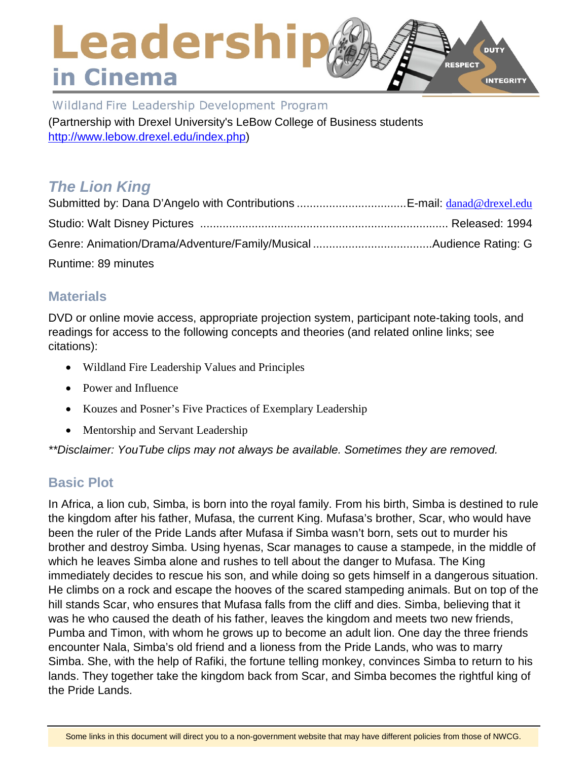# Leadership in Cinema

Wildland Fire Leadership Development Program

(Partnership with Drexel University's LeBow College of Business students http://www.lebow.drexel.edu/index.php)

## *The Lion King*

Submitted by: Dana D'Angelo with Contributions ................................. E-mail: danad@drexel.edu

Studio: Walt Disney Pictures ............................................................................ Released: 1994

Genre: Animation/Drama/Adventure/Family/Musical .................................... Audience Rating: G

Runtime: 89 minutes

## Materials

DVD or online movie access, appropriate projection system, participant note-taking tools, and readings for access to the following concepts and theories (and related online links; see citations):

- Wildland Fire Leadership Values and Principles
- Power and Influence
- Kouzes and Posner's Five Practices of Exemplary Leadership
- Mentorship and Servant Leadership

*\*\*Disclaimer: YouTube clips may not always be available. Sometimes they are removed.*

## Basic Plot

In Africa, a lion cub, Simba, is born into the royal family. From his birth, Simba is destined to rule the kingdom after his father, Mufasa, the current King. Mufasa's brother, Scar, who would have been the ruler of the Pride Lands after Mufasa if Simba wasn't born, sets out to murder his brother and destroy Simba. Using hyenas, Scar manages to cause a stampede, in the middle of which he leaves Simba alone and rushes to tell about the danger to Mufasa. The King immediately decides to rescue his son, and while doing so gets himself in a dangerous situation. He climbs on a rock and escape the hooves of the scared stampeding animals. But on top of the hill stands Scar, who ensures that Mufasa falls from the cliff and dies. Simba, believing that it was he who caused the death of his father, leaves the kingdom and meets two new friends, Pumba and Timon, with whom he grows up to become an adult lion. One day the three friends encounter Nala, Simba's old friend and a lioness from the Pride Lands, who was to marry Simba. She, with the help of Rafiki, the fortune telling monkey, convinces Simba to return to his lands. They together take the kingdom back from Scar, and Simba becomes the rightful king of the Pride Lands.

Some links in this document will direct you to a non-government website that may have different policies from those of NWCG.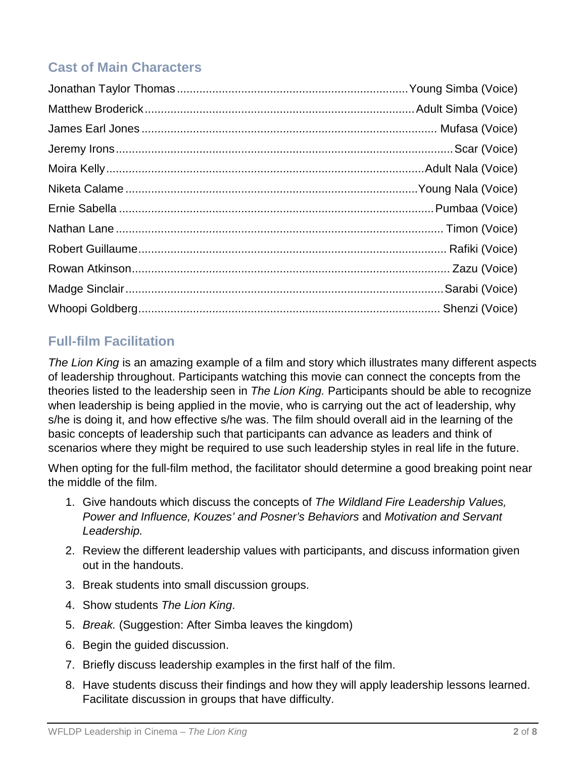## Cast of Main Characters

| | |
|---|---|
| Jonathan Taylor Thomas | Young Simba (Voice) |
| Matthew Broderick | Adult Simba (Voice) |
| James Earl Jones | Mufasa (Voice) |
| Jeremy Irons | Scar (Voice) |
| Moira Kelly | Adult Nala (Voice) |
| Niketa Calame | Young Nala (Voice) |
| Ernie Sabella | Pumbaa (Voice) |
| Nathan Lane | Timon (Voice) |
| Robert Guillaume | Rafiki (Voice) |
| Rowan Atkinson | Zazu (Voice) |
| Madge Sinclair | Sarabi (Voice) |
| Whoopi Goldberg | Shenzi (Voice) |

## Full-film Facilitation

*The Lion King* is an amazing example of a film and story which illustrates many different aspects of leadership throughout. Participants watching this movie can connect the concepts from the theories listed to the leadership seen in *The Lion King.* Participants should be able to recognize when leadership is being applied in the movie, who is carrying out the act of leadership, why s/he is doing it, and how effective s/he was. The film should overall aid in the learning of the basic concepts of leadership such that participants can advance as leaders and think of scenarios where they might be required to use such leadership styles in real life in the future.

When opting for the full-film method, the facilitator should determine a good breaking point near the middle of the film.

1. Give handouts which discuss the concepts of *The Wildland Fire Leadership Values, Power and Influence, Kouzes' and Posner's Behaviors* and *Motivation and Servant Leadership.*
2. Review the different leadership values with participants, and discuss information given out in the handouts.
3. Break students into small discussion groups.
4. Show students *The Lion King*.
5. *Break.* (Suggestion: After Simba leaves the kingdom)
6. Begin the guided discussion.
7. Briefly discuss leadership examples in the first half of the film.
8. Have students discuss their findings and how they will apply leadership lessons learned. Facilitate discussion in groups that have difficulty.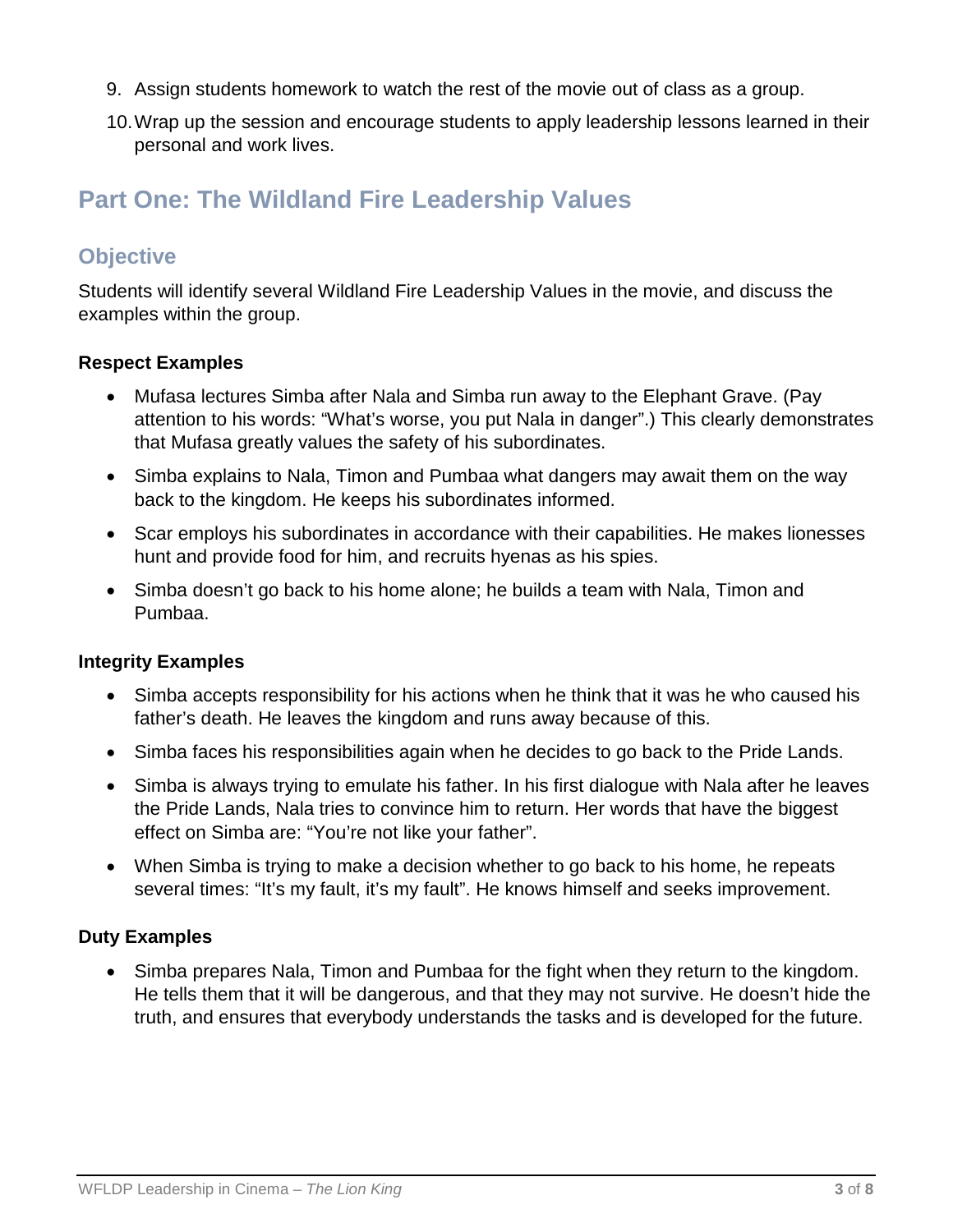9. Assign students homework to watch the rest of the movie out of class as a group.
10. Wrap up the session and encourage students to apply leadership lessons learned in their personal and work lives.

## Part One: The Wildland Fire Leadership Values

### Objective

Students will identify several Wildland Fire Leadership Values in the movie, and discuss the examples within the group.

#### Respect Examples

- Mufasa lectures Simba after Nala and Simba run away to the Elephant Grave. (Pay attention to his words: "What's worse, you put Nala in danger".) This clearly demonstrates that Mufasa greatly values the safety of his subordinates.
- Simba explains to Nala, Timon and Pumbaa what dangers may await them on the way back to the kingdom. He keeps his subordinates informed.
- Scar employs his subordinates in accordance with their capabilities. He makes lionesses hunt and provide food for him, and recruits hyenas as his spies.
- Simba doesn't go back to his home alone; he builds a team with Nala, Timon and Pumbaa.

#### Integrity Examples

- Simba accepts responsibility for his actions when he think that it was he who caused his father's death. He leaves the kingdom and runs away because of this.
- Simba faces his responsibilities again when he decides to go back to the Pride Lands.
- Simba is always trying to emulate his father. In his first dialogue with Nala after he leaves the Pride Lands, Nala tries to convince him to return. Her words that have the biggest effect on Simba are: "You're not like your father".
- When Simba is trying to make a decision whether to go back to his home, he repeats several times: "It's my fault, it's my fault". He knows himself and seeks improvement.

#### Duty Examples

- Simba prepares Nala, Timon and Pumbaa for the fight when they return to the kingdom. He tells them that it will be dangerous, and that they may not survive. He doesn't hide the truth, and ensures that everybody understands the tasks and is developed for the future.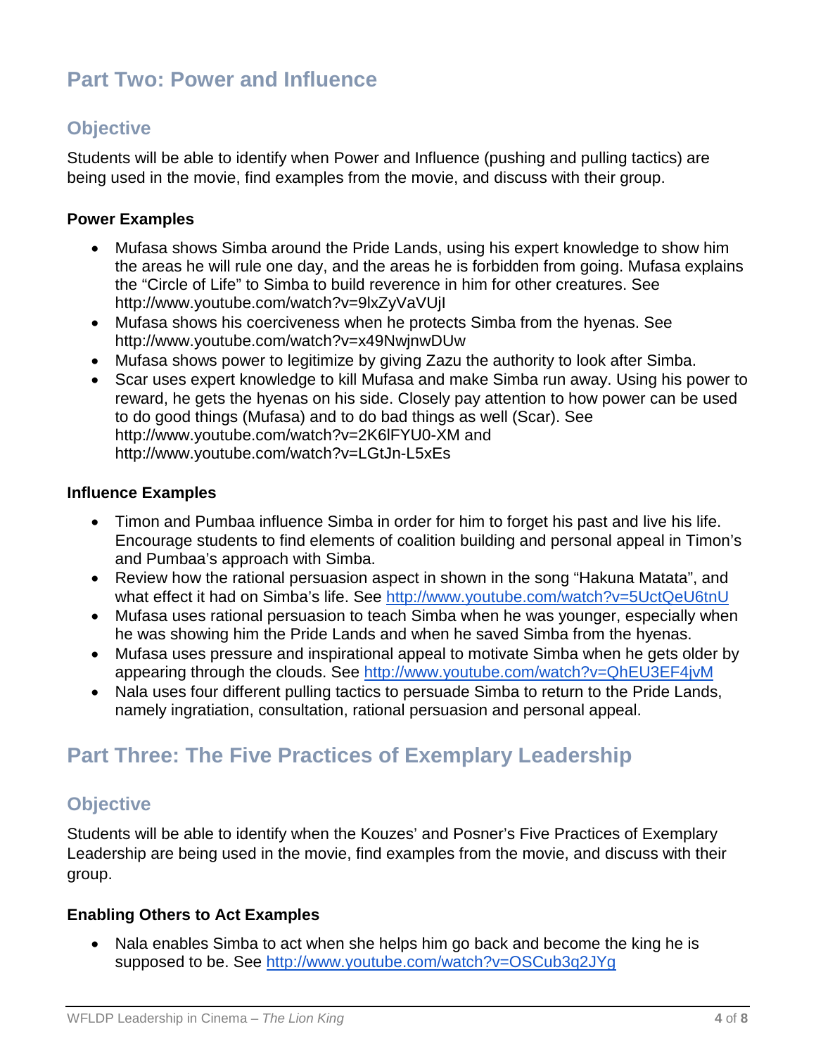## Part Two: Power and Influence

### Objective

Students will be able to identify when Power and Influence (pushing and pulling tactics) are being used in the movie, find examples from the movie, and discuss with their group.

#### Power Examples

- Mufasa shows Simba around the Pride Lands, using his expert knowledge to show him the areas he will rule one day, and the areas he is forbidden from going. Mufasa explains the "Circle of Life" to Simba to build reverence in him for other creatures. See http://www.youtube.com/watch?v=9lxZyVaVUjI
- Mufasa shows his coerciveness when he protects Simba from the hyenas. See http://www.youtube.com/watch?v=x49NwjnwDUw
- Mufasa shows power to legitimize by giving Zazu the authority to look after Simba.
- Scar uses expert knowledge to kill Mufasa and make Simba run away. Using his power to reward, he gets the hyenas on his side. Closely pay attention to how power can be used to do good things (Mufasa) and to do bad things as well (Scar). See http://www.youtube.com/watch?v=2K6lFYU0-XM and http://www.youtube.com/watch?v=LGtJn-L5xEs

#### Influence Examples

- Timon and Pumbaa influence Simba in order for him to forget his past and live his life. Encourage students to find elements of coalition building and personal appeal in Timon's and Pumbaa's approach with Simba.
- Review how the rational persuasion aspect in shown in the song "Hakuna Matata", and what effect it had on Simba's life. See http://www.youtube.com/watch?v=5UctQeU6tnU
- Mufasa uses rational persuasion to teach Simba when he was younger, especially when he was showing him the Pride Lands and when he saved Simba from the hyenas.
- Mufasa uses pressure and inspirational appeal to motivate Simba when he gets older by appearing through the clouds. See http://www.youtube.com/watch?v=QhEU3EF4jvM
- Nala uses four different pulling tactics to persuade Simba to return to the Pride Lands, namely ingratiation, consultation, rational persuasion and personal appeal.

## Part Three: The Five Practices of Exemplary Leadership

### Objective

Students will be able to identify when the Kouzes' and Posner's Five Practices of Exemplary Leadership are being used in the movie, find examples from the movie, and discuss with their group.

#### Enabling Others to Act Examples

- Nala enables Simba to act when she helps him go back and become the king he is supposed to be. See http://www.youtube.com/watch?v=OSCub3q2JYg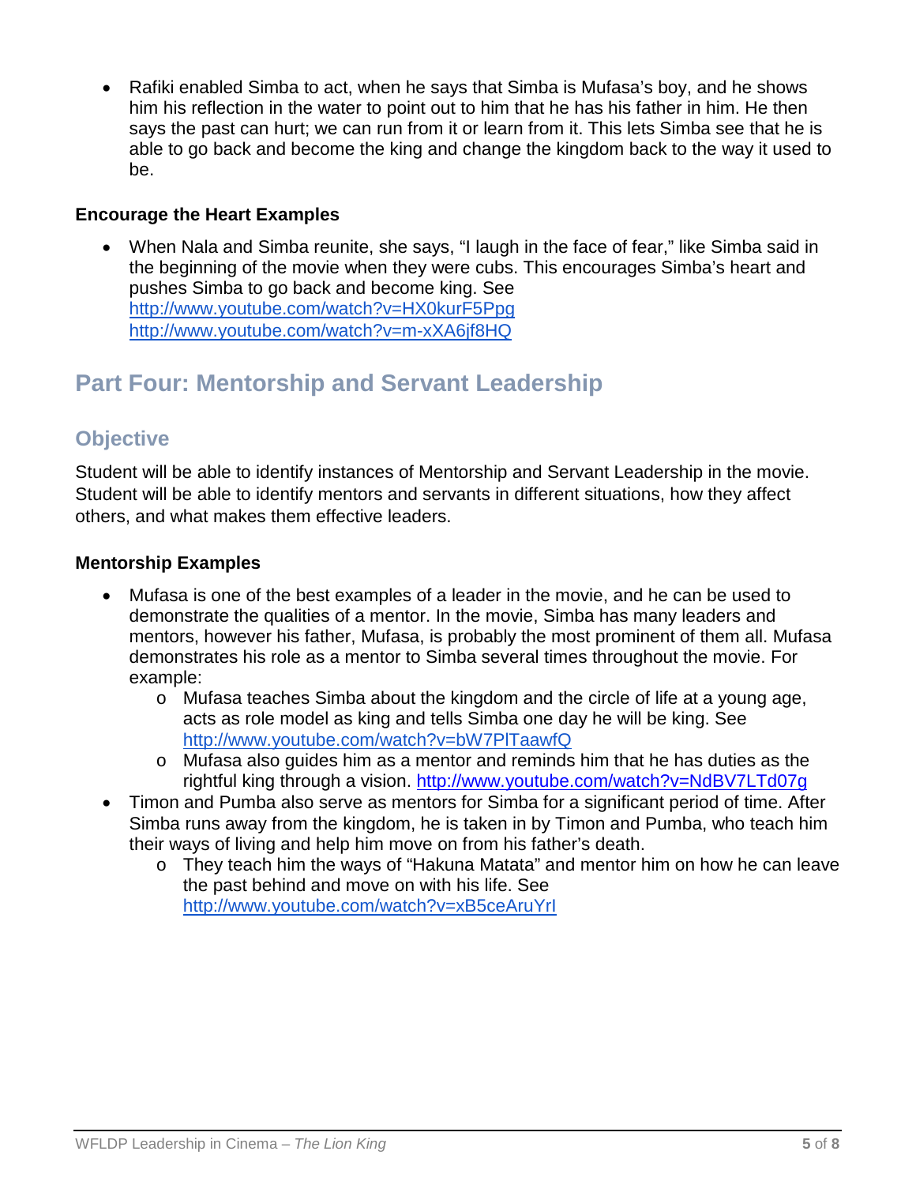- Rafiki enabled Simba to act, when he says that Simba is Mufasa's boy, and he shows him his reflection in the water to point out to him that he has his father in him. He then says the past can hurt; we can run from it or learn from it. This lets Simba see that he is able to go back and become the king and change the kingdom back to the way it used to be.

### Encourage the Heart Examples

- When Nala and Simba reunite, she says, "I laugh in the face of fear," like Simba said in the beginning of the movie when they were cubs. This encourages Simba's heart and pushes Simba to go back and become king. See http://www.youtube.com/watch?v=HX0kurF5Ppg http://www.youtube.com/watch?v=m-xXA6jf8HQ

## Part Four: Mentorship and Servant Leadership

### Objective

Student will be able to identify instances of Mentorship and Servant Leadership in the movie. Student will be able to identify mentors and servants in different situations, how they affect others, and what makes them effective leaders.

#### Mentorship Examples

- Mufasa is one of the best examples of a leader in the movie, and he can be used to demonstrate the qualities of a mentor. In the movie, Simba has many leaders and mentors, however his father, Mufasa, is probably the most prominent of them all. Mufasa demonstrates his role as a mentor to Simba several times throughout the movie. For example:
  - Mufasa teaches Simba about the kingdom and the circle of life at a young age, acts as role model as king and tells Simba one day he will be king. See http://www.youtube.com/watch?v=bW7PlTaawfQ
  - Mufasa also guides him as a mentor and reminds him that he has duties as the rightful king through a vision. http://www.youtube.com/watch?v=NdBV7LTd07g
- Timon and Pumba also serve as mentors for Simba for a significant period of time. After Simba runs away from the kingdom, he is taken in by Timon and Pumba, who teach him their ways of living and help him move on from his father's death.
  - They teach him the ways of "Hakuna Matata" and mentor him on how he can leave the past behind and move on with his life. See http://www.youtube.com/watch?v=xB5ceAruYrI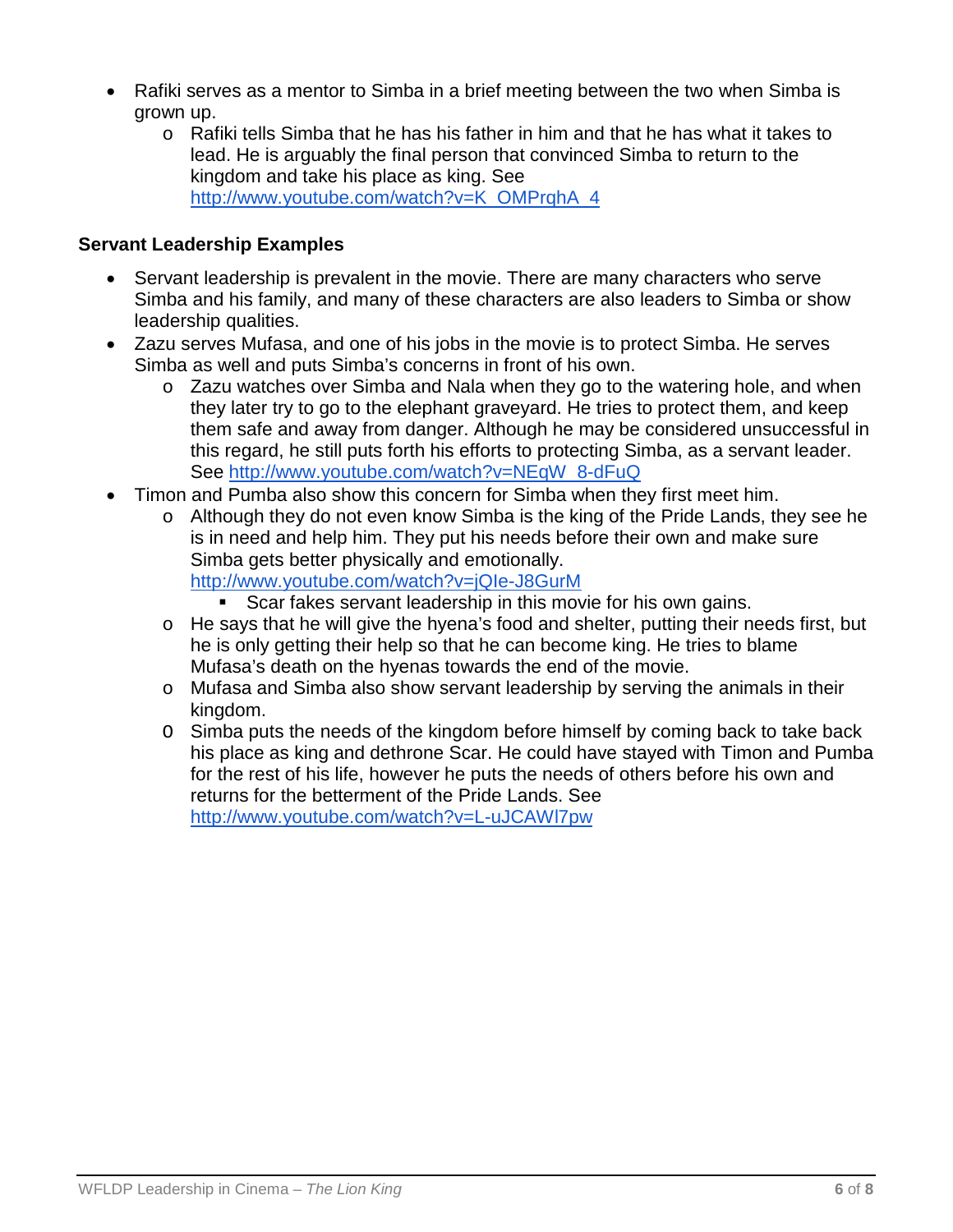- Rafiki serves as a mentor to Simba in a brief meeting between the two when Simba is grown up.
  - Rafiki tells Simba that he has his father in him and that he has what it takes to lead. He is arguably the final person that convinced Simba to return to the kingdom and take his place as king. See [http://www.youtube.com/watch?v=K_OMPrqhA_4](http://www.youtube.com/watch?v=K_OMPrqhA_4)

**Servant Leadership Examples**

- Servant leadership is prevalent in the movie. There are many characters who serve Simba and his family, and many of these characters are also leaders to Simba or show leadership qualities.
- Zazu serves Mufasa, and one of his jobs in the movie is to protect Simba. He serves Simba as well and puts Simba's concerns in front of his own.
  - Zazu watches over Simba and Nala when they go to the watering hole, and when they later try to go to the elephant graveyard. He tries to protect them, and keep them safe and away from danger. Although he may be considered unsuccessful in this regard, he still puts forth his efforts to protecting Simba, as a servant leader. See [http://www.youtube.com/watch?v=NEqW_8-dFuQ](http://www.youtube.com/watch?v=NEqW_8-dFuQ)
- Timon and Pumba also show this concern for Simba when they first meet him.
  - Although they do not even know Simba is the king of the Pride Lands, they see he is in need and help him. They put his needs before their own and make sure Simba gets better physically and emotionally. [http://www.youtube.com/watch?v=jQIe-J8GurM](http://www.youtube.com/watch?v=jQIe-J8GurM)
    - Scar fakes servant leadership in this movie for his own gains.
  - He says that he will give the hyena's food and shelter, putting their needs first, but he is only getting their help so that he can become king. He tries to blame Mufasa's death on the hyenas towards the end of the movie.
  - Mufasa and Simba also show servant leadership by serving the animals in their kingdom.
  - Simba puts the needs of the kingdom before himself by coming back to take back his place as king and dethrone Scar. He could have stayed with Timon and Pumba for the rest of his life, however he puts the needs of others before his own and returns for the betterment of the Pride Lands. See [http://www.youtube.com/watch?v=L-uJCAWI7pw](http://www.youtube.com/watch?v=L-uJCAWI7pw)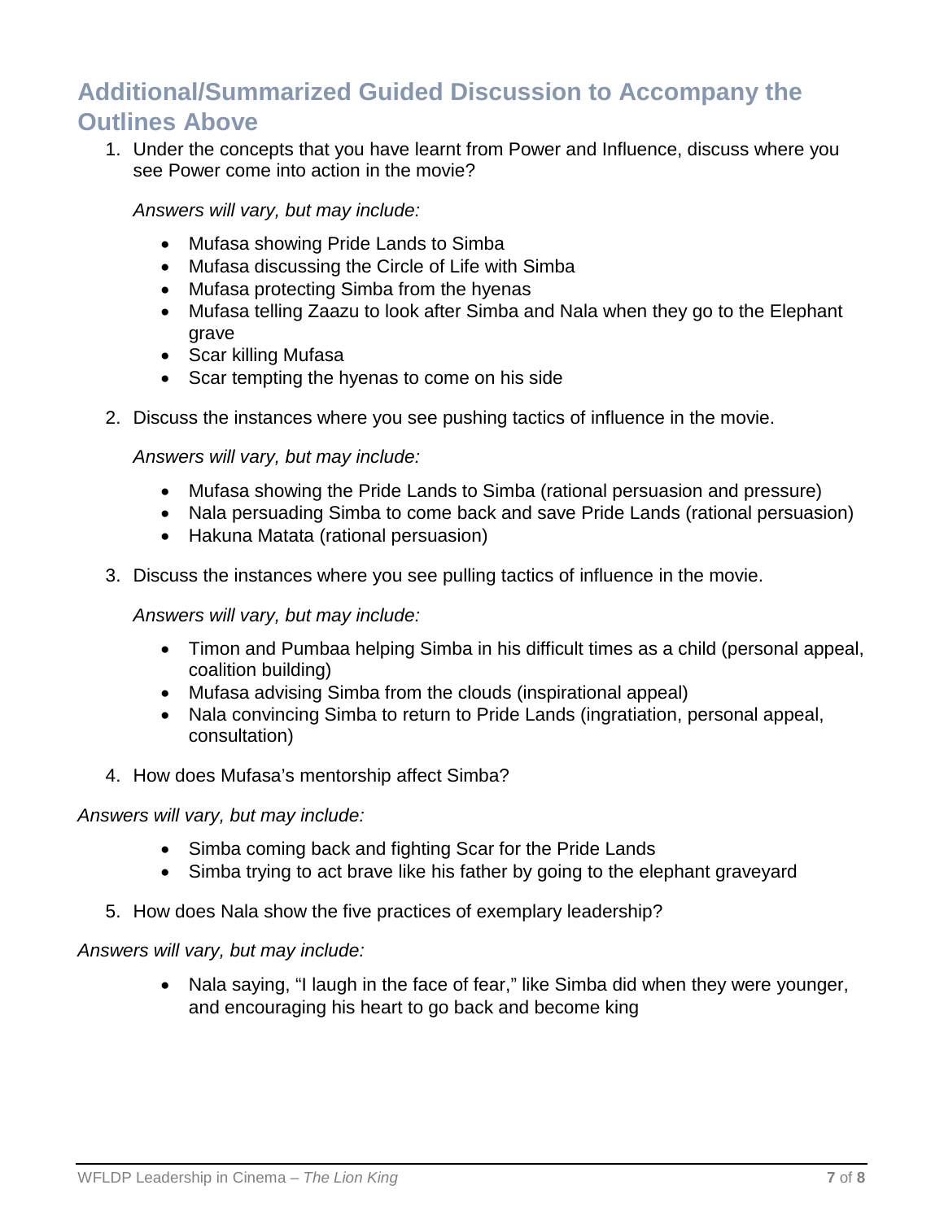## Additional/Summarized Guided Discussion to Accompany the Outlines Above

1. Under the concepts that you have learnt from Power and Influence, discuss where you see Power come into action in the movie?

   *Answers will vary, but may include:*

   - Mufasa showing Pride Lands to Simba
   - Mufasa discussing the Circle of Life with Simba
   - Mufasa protecting Simba from the hyenas
   - Mufasa telling Zaazu to look after Simba and Nala when they go to the Elephant grave
   - Scar killing Mufasa
   - Scar tempting the hyenas to come on his side

2. Discuss the instances where you see pushing tactics of influence in the movie.

   *Answers will vary, but may include:*

   - Mufasa showing the Pride Lands to Simba (rational persuasion and pressure)
   - Nala persuading Simba to come back and save Pride Lands (rational persuasion)
   - Hakuna Matata (rational persuasion)

3. Discuss the instances where you see pulling tactics of influence in the movie.

   *Answers will vary, but may include:*

   - Timon and Pumbaa helping Simba in his difficult times as a child (personal appeal, coalition building)
   - Mufasa advising Simba from the clouds (inspirational appeal)
   - Nala convincing Simba to return to Pride Lands (ingratiation, personal appeal, consultation)

4. How does Mufasa's mentorship affect Simba?

*Answers will vary, but may include:*

- Simba coming back and fighting Scar for the Pride Lands
- Simba trying to act brave like his father by going to the elephant graveyard

5. How does Nala show the five practices of exemplary leadership?

*Answers will vary, but may include:*

- Nala saying, "I laugh in the face of fear," like Simba did when they were younger, and encouraging his heart to go back and become king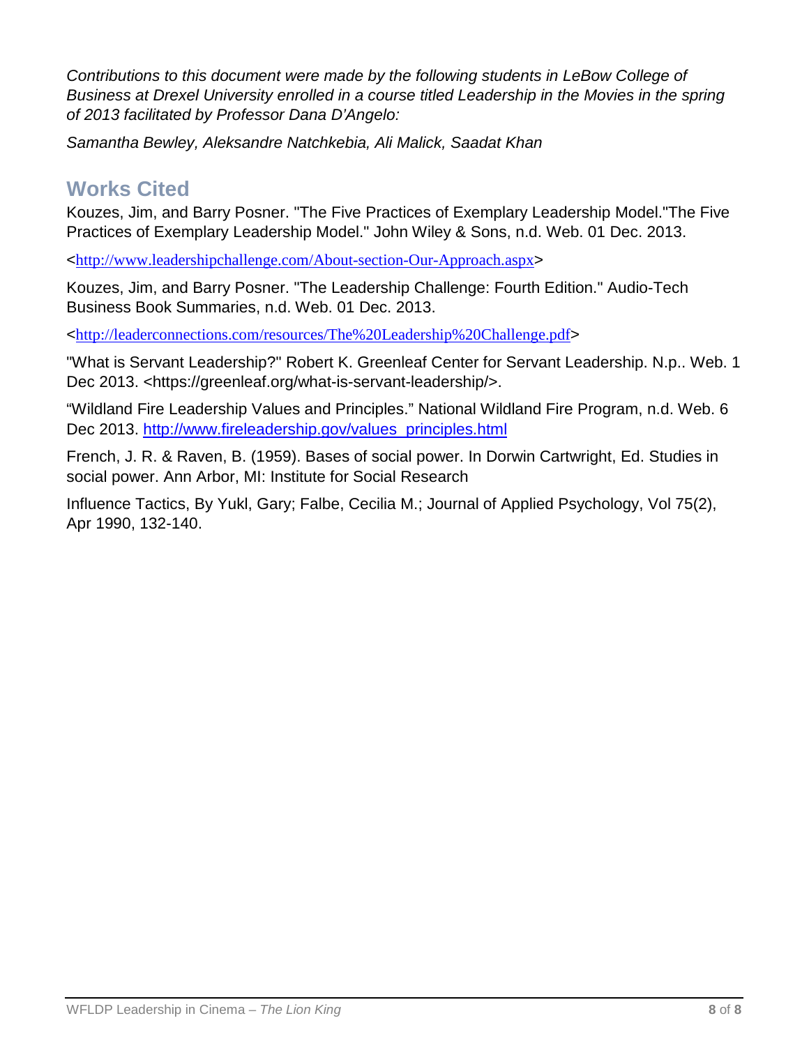*Contributions to this document were made by the following students in LeBow College of Business at Drexel University enrolled in a course titled Leadership in the Movies in the spring of 2013 facilitated by Professor Dana D'Angelo:*

*Samantha Bewley, Aleksandre Natchkebia, Ali Malick, Saadat Khan*

## Works Cited

Kouzes, Jim, and Barry Posner. "The Five Practices of Exemplary Leadership Model."The Five Practices of Exemplary Leadership Model." John Wiley & Sons, n.d. Web. 01 Dec. 2013.

<http://www.leadershipchallenge.com/About-section-Our-Approach.aspx>

Kouzes, Jim, and Barry Posner. "The Leadership Challenge: Fourth Edition." Audio-Tech Business Book Summaries, n.d. Web. 01 Dec. 2013.

<http://leaderconnections.com/resources/The%20Leadership%20Challenge.pdf>

"What is Servant Leadership?" Robert K. Greenleaf Center for Servant Leadership. N.p.. Web. 1 Dec 2013. <https://greenleaf.org/what-is-servant-leadership/>.

"Wildland Fire Leadership Values and Principles." National Wildland Fire Program, n.d. Web. 6 Dec 2013. http://www.fireleadership.gov/values_principles.html

French, J. R. & Raven, B. (1959). Bases of social power. In Dorwin Cartwright, Ed. Studies in social power. Ann Arbor, MI: Institute for Social Research

Influence Tactics, By Yukl, Gary; Falbe, Cecilia M.; Journal of Applied Psychology, Vol 75(2), Apr 1990, 132-140.